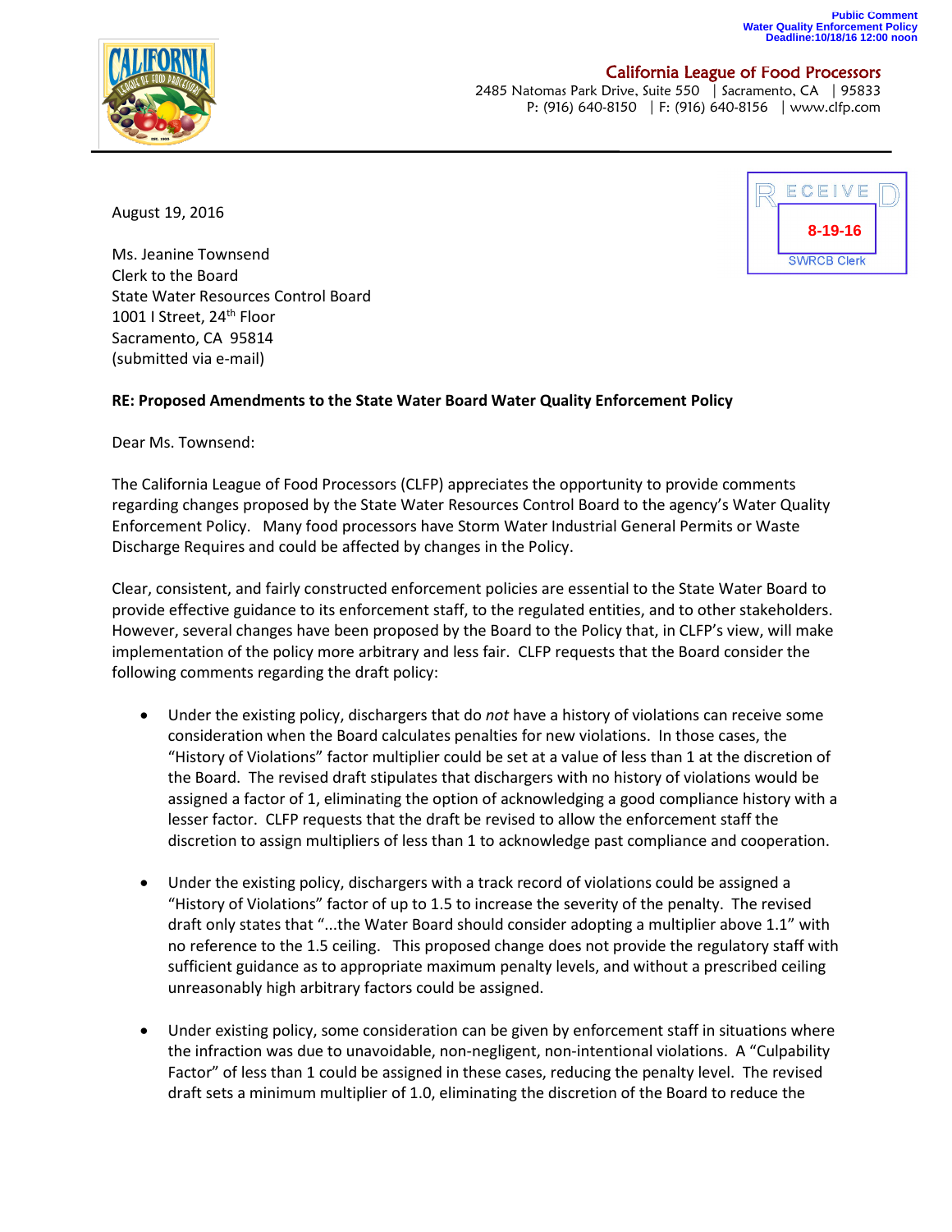Public Comment
Water Quality Enforcement Policy
Deadline:10/18/16 12:00 noon

**California League of Food Processors**
2485 Natomas Park Drive, Suite 550 | Sacramento, CA | 95833
P: (916) 640-8150 | F: (916) 640-8156 | www.clfp.com

RECEIVED
8-19-16
SWRCB Clerk

August 19, 2016

Ms. Jeanine Townsend
Clerk to the Board
State Water Resources Control Board
1001 I Street, 24th Floor
Sacramento, CA 95814
(submitted via e-mail)

**RE: Proposed Amendments to the State Water Board Water Quality Enforcement Policy**

Dear Ms. Townsend:

The California League of Food Processors (CLFP) appreciates the opportunity to provide comments regarding changes proposed by the State Water Resources Control Board to the agency's Water Quality Enforcement Policy. Many food processors have Storm Water Industrial General Permits or Waste Discharge Requires and could be affected by changes in the Policy.

Clear, consistent, and fairly constructed enforcement policies are essential to the State Water Board to provide effective guidance to its enforcement staff, to the regulated entities, and to other stakeholders. However, several changes have been proposed by the Board to the Policy that, in CLFP's view, will make implementation of the policy more arbitrary and less fair. CLFP requests that the Board consider the following comments regarding the draft policy:

- Under the existing policy, dischargers that do *not* have a history of violations can receive some consideration when the Board calculates penalties for new violations. In those cases, the "History of Violations" factor multiplier could be set at a value of less than 1 at the discretion of the Board. The revised draft stipulates that dischargers with no history of violations would be assigned a factor of 1, eliminating the option of acknowledging a good compliance history with a lesser factor. CLFP requests that the draft be revised to allow the enforcement staff the discretion to assign multipliers of less than 1 to acknowledge past compliance and cooperation.

- Under the existing policy, dischargers with a track record of violations could be assigned a "History of Violations" factor of up to 1.5 to increase the severity of the penalty. The revised draft only states that "...the Water Board should consider adopting a multiplier above 1.1" with no reference to the 1.5 ceiling. This proposed change does not provide the regulatory staff with sufficient guidance as to appropriate maximum penalty levels, and without a prescribed ceiling unreasonably high arbitrary factors could be assigned.

- Under existing policy, some consideration can be given by enforcement staff in situations where the infraction was due to unavoidable, non-negligent, non-intentional violations. A "Culpability Factor" of less than 1 could be assigned in these cases, reducing the penalty level. The revised draft sets a minimum multiplier of 1.0, eliminating the discretion of the Board to reduce the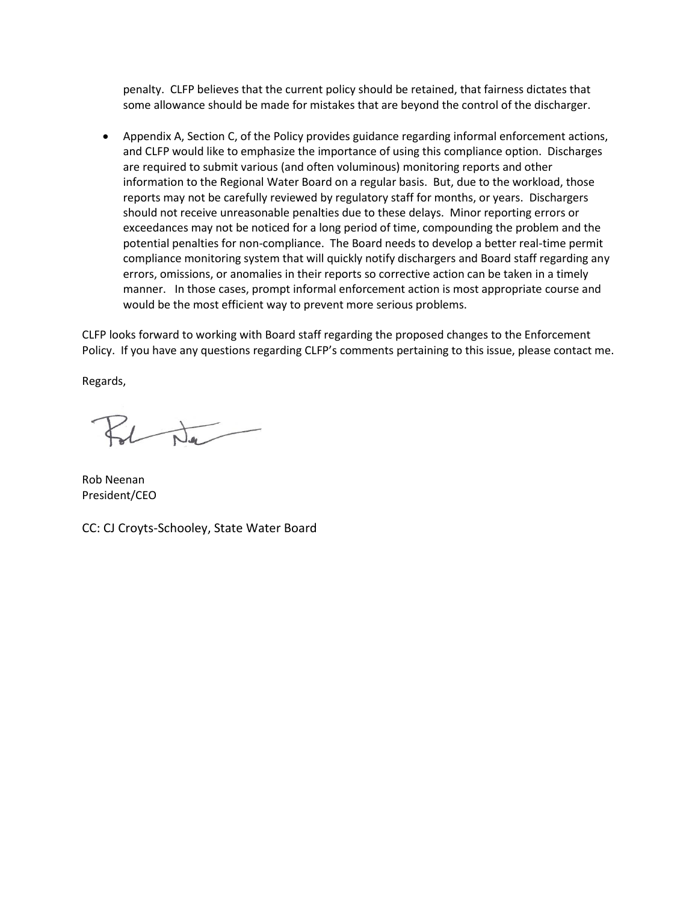penalty. CLFP believes that the current policy should be retained, that fairness dictates that some allowance should be made for mistakes that are beyond the control of the discharger.

- Appendix A, Section C, of the Policy provides guidance regarding informal enforcement actions, and CLFP would like to emphasize the importance of using this compliance option. Discharges are required to submit various (and often voluminous) monitoring reports and other information to the Regional Water Board on a regular basis. But, due to the workload, those reports may not be carefully reviewed by regulatory staff for months, or years. Dischargers should not receive unreasonable penalties due to these delays. Minor reporting errors or exceedances may not be noticed for a long period of time, compounding the problem and the potential penalties for non-compliance. The Board needs to develop a better real-time permit compliance monitoring system that will quickly notify dischargers and Board staff regarding any errors, omissions, or anomalies in their reports so corrective action can be taken in a timely manner. In those cases, prompt informal enforcement action is most appropriate course and would be the most efficient way to prevent more serious problems.

CLFP looks forward to working with Board staff regarding the proposed changes to the Enforcement Policy. If you have any questions regarding CLFP's comments pertaining to this issue, please contact me.

Regards,

Rob Neenan
President/CEO

CC: CJ Croyts-Schooley, State Water Board